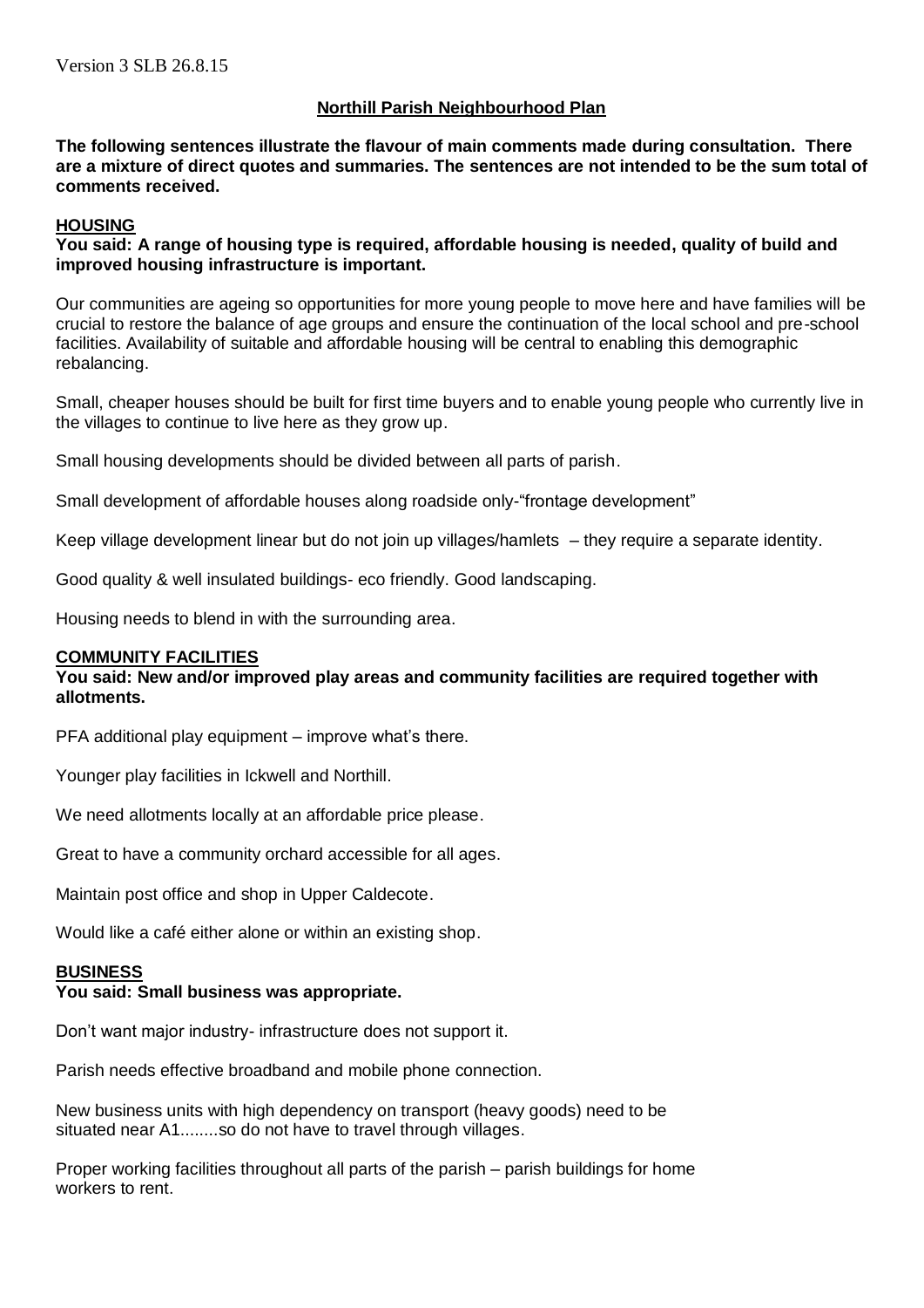Version 3 SLB 26.8.15

# Northill Parish Neighbourhood Plan

**The following sentences illustrate the flavour of main comments made during consultation. There are a mixture of direct quotes and summaries. The sentences are not intended to be the sum total of comments received.**

## HOUSING

**You said: A range of housing type is required, affordable housing is needed, quality of build and improved housing infrastructure is important.**

Our communities are ageing so opportunities for more young people to move here and have families will be crucial to restore the balance of age groups and ensure the continuation of the local school and pre-school facilities. Availability of suitable and affordable housing will be central to enabling this demographic rebalancing.

Small, cheaper houses should be built for first time buyers and to enable young people who currently live in the villages to continue to live here as they grow up.

Small housing developments should be divided between all parts of parish.

Small development of affordable houses along roadside only-"frontage development"

Keep village development linear but do not join up villages/hamlets – they require a separate identity.

Good quality & well insulated buildings- eco friendly. Good landscaping.

Housing needs to blend in with the surrounding area.

## COMMUNITY FACILITIES

**You said: New and/or improved play areas and community facilities are required together with allotments.**

PFA additional play equipment – improve what's there.

Younger play facilities in Ickwell and Northill.

We need allotments locally at an affordable price please.

Great to have a community orchard accessible for all ages.

Maintain post office and shop in Upper Caldecote.

Would like a café either alone or within an existing shop.

## BUSINESS

**You said: Small business was appropriate.**

Don't want major industry- infrastructure does not support it.

Parish needs effective broadband and mobile phone connection.

New business units with high dependency on transport (heavy goods) need to be situated near A1........so do not have to travel through villages.

Proper working facilities throughout all parts of the parish – parish buildings for home workers to rent.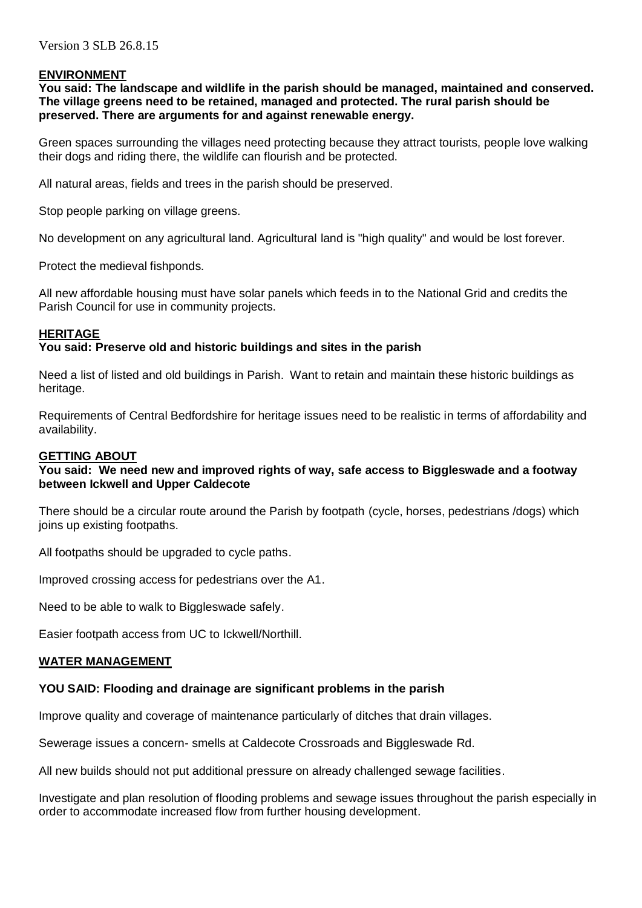Version 3 SLB 26.8.15

## ENVIRONMENT

**You said: The landscape and wildlife in the parish should be managed, maintained and conserved. The village greens need to be retained, managed and protected. The rural parish should be preserved. There are arguments for and against renewable energy.**

Green spaces surrounding the villages need protecting because they attract tourists, people love walking their dogs and riding there, the wildlife can flourish and be protected.

All natural areas, fields and trees in the parish should be preserved.

Stop people parking on village greens.

No development on any agricultural land. Agricultural land is "high quality" and would be lost forever.

Protect the medieval fishponds.

All new affordable housing must have solar panels which feeds in to the National Grid and credits the Parish Council for use in community projects.

## HERITAGE

**You said: Preserve old and historic buildings and sites in the parish**

Need a list of listed and old buildings in Parish. Want to retain and maintain these historic buildings as heritage.

Requirements of Central Bedfordshire for heritage issues need to be realistic in terms of affordability and availability.

## GETTING ABOUT

**You said: We need new and improved rights of way, safe access to Biggleswade and a footway between Ickwell and Upper Caldecote**

There should be a circular route around the Parish by footpath (cycle, horses, pedestrians /dogs) which joins up existing footpaths.

All footpaths should be upgraded to cycle paths.

Improved crossing access for pedestrians over the A1.

Need to be able to walk to Biggleswade safely.

Easier footpath access from UC to Ickwell/Northill.

## WATER MANAGEMENT

**YOU SAID: Flooding and drainage are significant problems in the parish**

Improve quality and coverage of maintenance particularly of ditches that drain villages.

Sewerage issues a concern- smells at Caldecote Crossroads and Biggleswade Rd.

All new builds should not put additional pressure on already challenged sewage facilities.

Investigate and plan resolution of flooding problems and sewage issues throughout the parish especially in order to accommodate increased flow from further housing development.